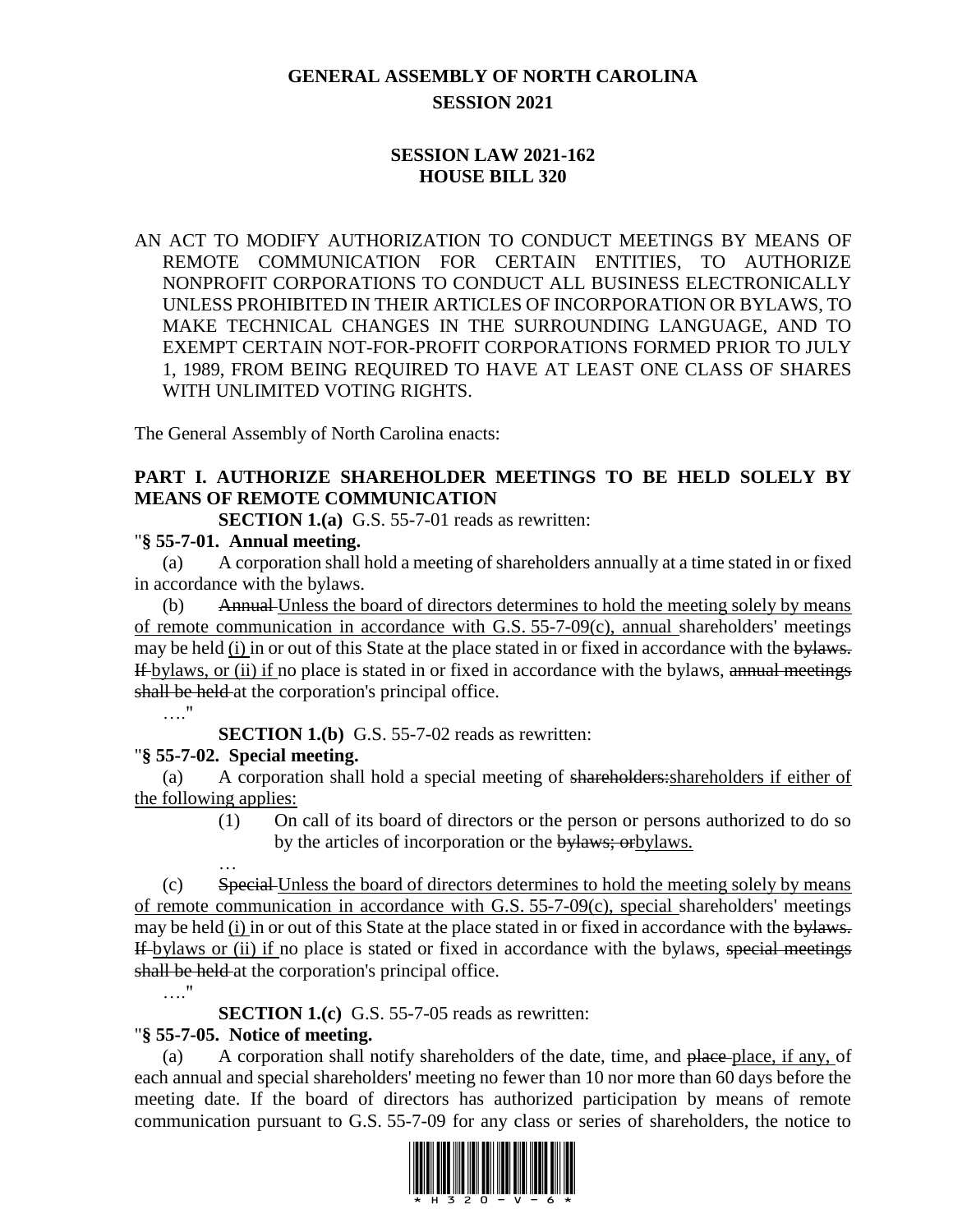**GENERAL ASSEMBLY OF NORTH CAROLINA**
**SESSION 2021**

**SESSION LAW 2021-162**
**HOUSE BILL 320**

AN ACT TO MODIFY AUTHORIZATION TO CONDUCT MEETINGS BY MEANS OF REMOTE COMMUNICATION FOR CERTAIN ENTITIES, TO AUTHORIZE NONPROFIT CORPORATIONS TO CONDUCT ALL BUSINESS ELECTRONICALLY UNLESS PROHIBITED IN THEIR ARTICLES OF INCORPORATION OR BYLAWS, TO MAKE TECHNICAL CHANGES IN THE SURROUNDING LANGUAGE, AND TO EXEMPT CERTAIN NOT-FOR-PROFIT CORPORATIONS FORMED PRIOR TO JULY 1, 1989, FROM BEING REQUIRED TO HAVE AT LEAST ONE CLASS OF SHARES WITH UNLIMITED VOTING RIGHTS.

The General Assembly of North Carolina enacts:

**PART I. AUTHORIZE SHAREHOLDER MEETINGS TO BE HELD SOLELY BY MEANS OF REMOTE COMMUNICATION**

**SECTION 1.(a)** G.S. 55-7-01 reads as rewritten:

"**§ 55-7-01. Annual meeting.**

(a) A corporation shall hold a meeting of shareholders annually at a time stated in or fixed in accordance with the bylaws.

(b) ~~Annual~~ <u>Unless the board of directors determines to hold the meeting solely by means of remote communication in accordance with G.S. 55-7-09(c), annual</u> shareholders' meetings may be held <u>(i)</u> in or out of this State at the place stated in or fixed in accordance with the ~~bylaws. If~~ <u>bylaws, or (ii) if</u> no place is stated in or fixed in accordance with the bylaws, ~~annual meetings shall be held~~ at the corporation's principal office.

…."

**SECTION 1.(b)** G.S. 55-7-02 reads as rewritten:

"**§ 55-7-02. Special meeting.**

(a) A corporation shall hold a special meeting of ~~shareholders:~~<u>shareholders if either of the following applies:</u>

(1) On call of its board of directors or the person or persons authorized to do so by the articles of incorporation or the ~~bylaws; or~~<u>bylaws.</u>

…

(c) ~~Special~~ <u>Unless the board of directors determines to hold the meeting solely by means of remote communication in accordance with G.S. 55-7-09(c), special</u> shareholders' meetings may be held <u>(i)</u> in or out of this State at the place stated in or fixed in accordance with the ~~bylaws. If~~ <u>bylaws or (ii) if</u> no place is stated or fixed in accordance with the bylaws, ~~special meetings shall be held~~ at the corporation's principal office.

…."

**SECTION 1.(c)** G.S. 55-7-05 reads as rewritten:

"**§ 55-7-05. Notice of meeting.**

(a) A corporation shall notify shareholders of the date, time, and ~~place~~ <u>place, if any,</u> of each annual and special shareholders' meeting no fewer than 10 nor more than 60 days before the meeting date. If the board of directors has authorized participation by means of remote communication pursuant to G.S. 55-7-09 for any class or series of shareholders, the notice to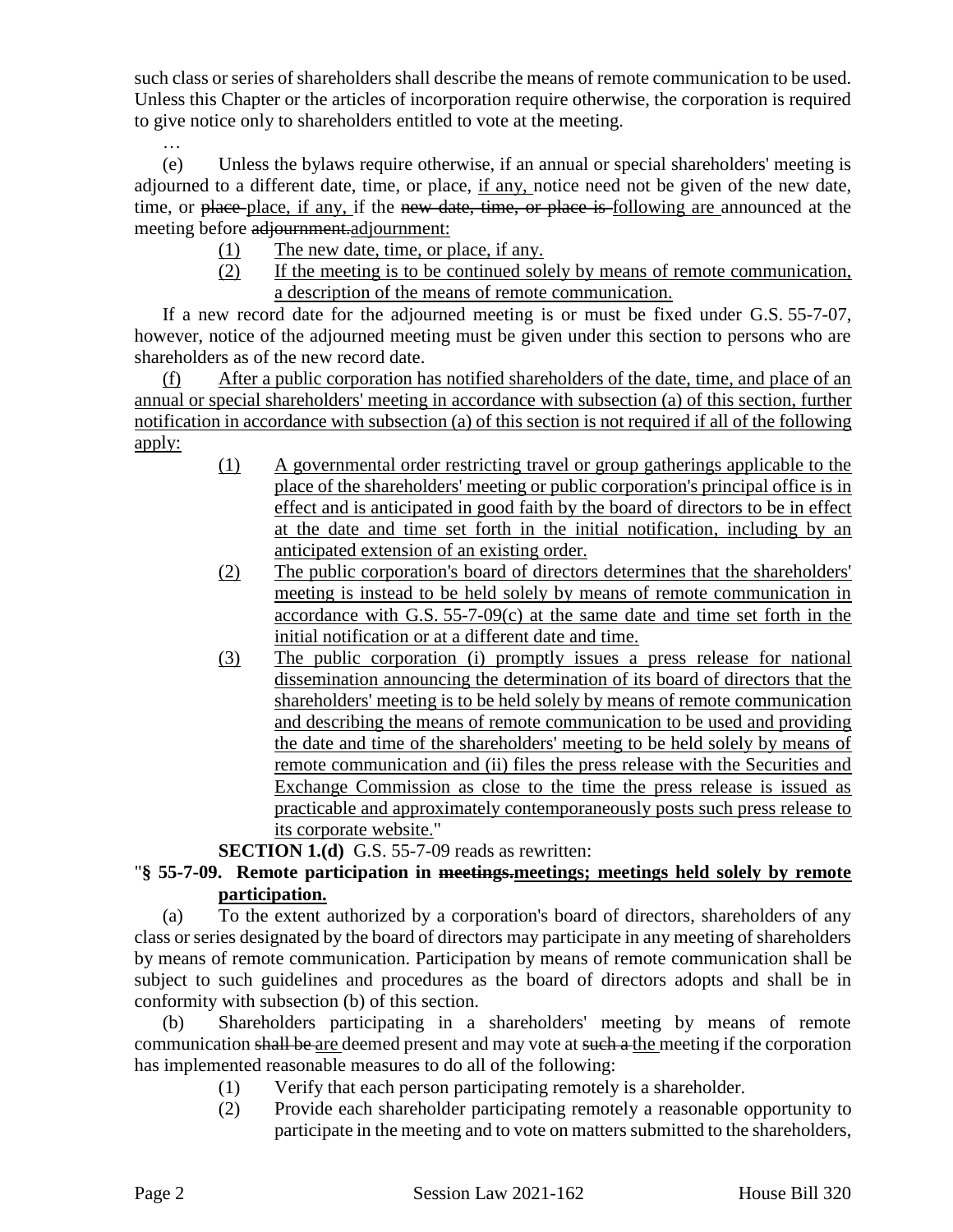such class or series of shareholders shall describe the means of remote communication to be used. Unless this Chapter or the articles of incorporation require otherwise, the corporation is required to give notice only to shareholders entitled to vote at the meeting.

…

(e) Unless the bylaws require otherwise, if an annual or special shareholders' meeting is adjourned to a different date, time, or place, <u>if any,</u> notice need not be given of the new date, time, or ~~place~~ <u>place, if any,</u> if the ~~new date, time, or place is~~ <u>following are</u> announced at the meeting before ~~adjournment.~~<u>adjournment:</u>

(1) <u>The new date, time, or place, if any.</u>

(2) <u>If the meeting is to be continued solely by means of remote communication, a description of the means of remote communication.</u>

If a new record date for the adjourned meeting is or must be fixed under G.S. 55-7-07, however, notice of the adjourned meeting must be given under this section to persons who are shareholders as of the new record date.

<u>(f) After a public corporation has notified shareholders of the date, time, and place of an annual or special shareholders' meeting in accordance with subsection (a) of this section, further notification in accordance with subsection (a) of this section is not required if all of the following apply:</u>

(1) <u>A governmental order restricting travel or group gatherings applicable to the place of the shareholders' meeting or public corporation's principal office is in effect and is anticipated in good faith by the board of directors to be in effect at the date and time set forth in the initial notification, including by an anticipated extension of an existing order.</u>

(2) <u>The public corporation's board of directors determines that the shareholders' meeting is instead to be held solely by means of remote communication in accordance with G.S. 55-7-09(c) at the same date and time set forth in the initial notification or at a different date and time.</u>

(3) <u>The public corporation (i) promptly issues a press release for national dissemination announcing the determination of its board of directors that the shareholders' meeting is to be held solely by means of remote communication and describing the means of remote communication to be used and providing the date and time of the shareholders' meeting to be held solely by means of remote communication and (ii) files the press release with the Securities and Exchange Commission as close to the time the press release is issued as practicable and approximately contemporaneously posts such press release to its corporate website.</u>"

**SECTION 1.(d)** G.S. 55-7-09 reads as rewritten:

"**§ 55-7-09. Remote participation in ~~meetings.~~<u>meetings; meetings held solely by remote participation.</u>**

(a) To the extent authorized by a corporation's board of directors, shareholders of any class or series designated by the board of directors may participate in any meeting of shareholders by means of remote communication. Participation by means of remote communication shall be subject to such guidelines and procedures as the board of directors adopts and shall be in conformity with subsection (b) of this section.

(b) Shareholders participating in a shareholders' meeting by means of remote communication ~~shall be~~ <u>are</u> deemed present and may vote at ~~such a~~ <u>the</u> meeting if the corporation has implemented reasonable measures to do all of the following:

(1) Verify that each person participating remotely is a shareholder.

(2) Provide each shareholder participating remotely a reasonable opportunity to participate in the meeting and to vote on matters submitted to the shareholders,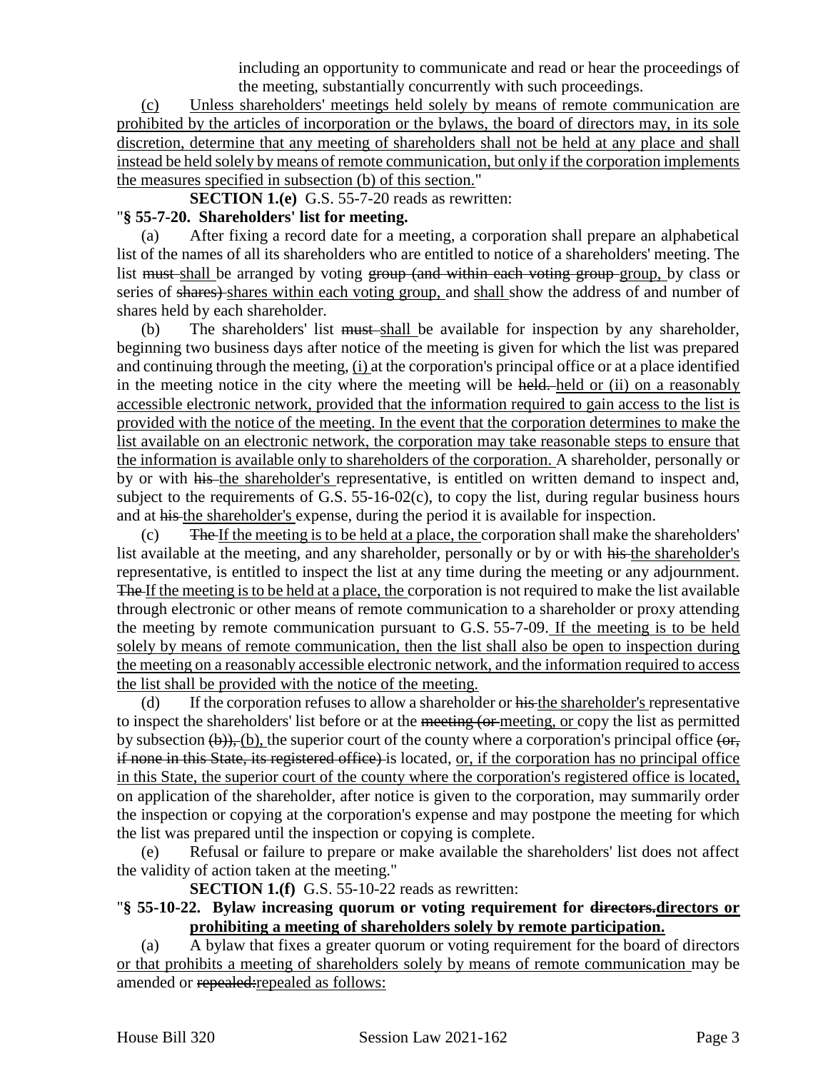including an opportunity to communicate and read or hear the proceedings of the meeting, substantially concurrently with such proceedings.

(c) Unless shareholders' meetings held solely by means of remote communication are prohibited by the articles of incorporation or the bylaws, the board of directors may, in its sole discretion, determine that any meeting of shareholders shall not be held at any place and shall instead be held solely by means of remote communication, but only if the corporation implements the measures specified in subsection (b) of this section."

**SECTION 1.(e)** G.S. 55-7-20 reads as rewritten:

"**§ 55-7-20. Shareholders' list for meeting.**

(a) After fixing a record date for a meeting, a corporation shall prepare an alphabetical list of the names of all its shareholders who are entitled to notice of a shareholders' meeting. The list ~~must~~ shall be arranged by voting ~~group (and within each voting group~~ group, by class or series of ~~shares)~~ shares within each voting group, and shall show the address of and number of shares held by each shareholder.

(b) The shareholders' list ~~must~~ shall be available for inspection by any shareholder, beginning two business days after notice of the meeting is given for which the list was prepared and continuing through the meeting, (i) at the corporation's principal office or at a place identified in the meeting notice in the city where the meeting will be ~~held.~~ held or (ii) on a reasonably accessible electronic network, provided that the information required to gain access to the list is provided with the notice of the meeting. In the event that the corporation determines to make the list available on an electronic network, the corporation may take reasonable steps to ensure that the information is available only to shareholders of the corporation. A shareholder, personally or by or with ~~his~~ the shareholder's representative, is entitled on written demand to inspect and, subject to the requirements of G.S. 55-16-02(c), to copy the list, during regular business hours and at ~~his~~ the shareholder's expense, during the period it is available for inspection.

(c) ~~The~~ If the meeting is to be held at a place, the corporation shall make the shareholders' list available at the meeting, and any shareholder, personally or by or with ~~his~~ the shareholder's representative, is entitled to inspect the list at any time during the meeting or any adjournment. ~~The~~ If the meeting is to be held at a place, the corporation is not required to make the list available through electronic or other means of remote communication to a shareholder or proxy attending the meeting by remote communication pursuant to G.S. 55-7-09. If the meeting is to be held solely by means of remote communication, then the list shall also be open to inspection during the meeting on a reasonably accessible electronic network, and the information required to access the list shall be provided with the notice of the meeting.

(d) If the corporation refuses to allow a shareholder or ~~his~~ the shareholder's representative to inspect the shareholders' list before or at the ~~meeting (or~~ meeting, or copy the list as permitted by subsection ~~(b)),~~ (b), the superior court of the county where a corporation's principal office ~~(or, if none in this State, its registered office)~~ is located, or, if the corporation has no principal office in this State, the superior court of the county where the corporation's registered office is located, on application of the shareholder, after notice is given to the corporation, may summarily order the inspection or copying at the corporation's expense and may postpone the meeting for which the list was prepared until the inspection or copying is complete.

(e) Refusal or failure to prepare or make available the shareholders' list does not affect the validity of action taken at the meeting."

**SECTION 1.(f)** G.S. 55-10-22 reads as rewritten:

"**§ 55-10-22. Bylaw increasing quorum or voting requirement for ~~directors.~~ directors or prohibiting a meeting of shareholders solely by remote participation.**

(a) A bylaw that fixes a greater quorum or voting requirement for the board of directors or that prohibits a meeting of shareholders solely by means of remote communication may be amended or ~~repealed:~~ repealed as follows: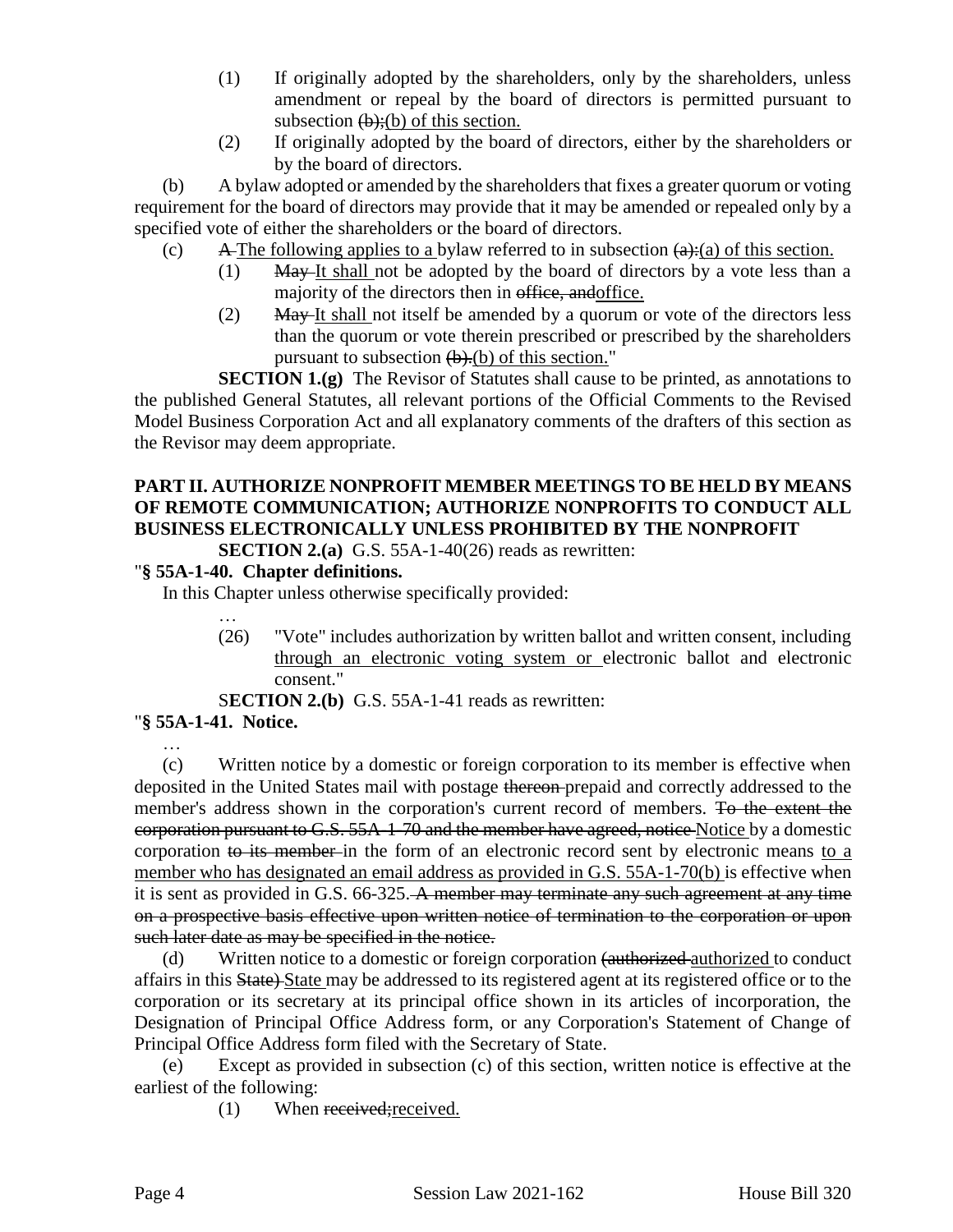(1) If originally adopted by the shareholders, only by the shareholders, unless amendment or repeal by the board of directors is permitted pursuant to subsection ~~(b);~~(b) of this section.

(2) If originally adopted by the board of directors, either by the shareholders or by the board of directors.

(b) A bylaw adopted or amended by the shareholders that fixes a greater quorum or voting requirement for the board of directors may provide that it may be amended or repealed only by a specified vote of either the shareholders or the board of directors.

(c) ~~A~~ The following applies to a bylaw referred to in subsection ~~(a):~~(a) of this section.

(1) ~~May~~ It shall not be adopted by the board of directors by a vote less than a majority of the directors then in ~~office, and~~office.

(2) ~~May~~ It shall not itself be amended by a quorum or vote of the directors less than the quorum or vote therein prescribed or prescribed by the shareholders pursuant to subsection ~~(b).~~(b) of this section."

**SECTION 1.(g)** The Revisor of Statutes shall cause to be printed, as annotations to the published General Statutes, all relevant portions of the Official Comments to the Revised Model Business Corporation Act and all explanatory comments of the drafters of this section as the Revisor may deem appropriate.

**PART II. AUTHORIZE NONPROFIT MEMBER MEETINGS TO BE HELD BY MEANS OF REMOTE COMMUNICATION; AUTHORIZE NONPROFITS TO CONDUCT ALL BUSINESS ELECTRONICALLY UNLESS PROHIBITED BY THE NONPROFIT**

**SECTION 2.(a)** G.S. 55A-1-40(26) reads as rewritten:

"**§ 55A-1-40. Chapter definitions.**

In this Chapter unless otherwise specifically provided:

…

(26) "Vote" includes authorization by written ballot and written consent, including through an electronic voting system or electronic ballot and electronic consent."

**SECTION 2.(b)** G.S. 55A-1-41 reads as rewritten:

"**§ 55A-1-41. Notice.**

…

(c) Written notice by a domestic or foreign corporation to its member is effective when deposited in the United States mail with postage ~~thereon~~ prepaid and correctly addressed to the member's address shown in the corporation's current record of members. ~~To the extent the corporation pursuant to G.S. 55A-1-70 and the member have agreed, notice~~ Notice by a domestic corporation ~~to its member~~ in the form of an electronic record sent by electronic means to a member who has designated an email address as provided in G.S. 55A-1-70(b) is effective when it is sent as provided in G.S. 66-325. ~~A member may terminate any such agreement at any time on a prospective basis effective upon written notice of termination to the corporation or upon such later date as may be specified in the notice.~~

(d) Written notice to a domestic or foreign corporation ~~(authorized~~ authorized to conduct affairs in this ~~State)~~ State may be addressed to its registered agent at its registered office or to the corporation or its secretary at its principal office shown in its articles of incorporation, the Designation of Principal Office Address form, or any Corporation's Statement of Change of Principal Office Address form filed with the Secretary of State.

(e) Except as provided in subsection (c) of this section, written notice is effective at the earliest of the following:

(1) When ~~received;~~received.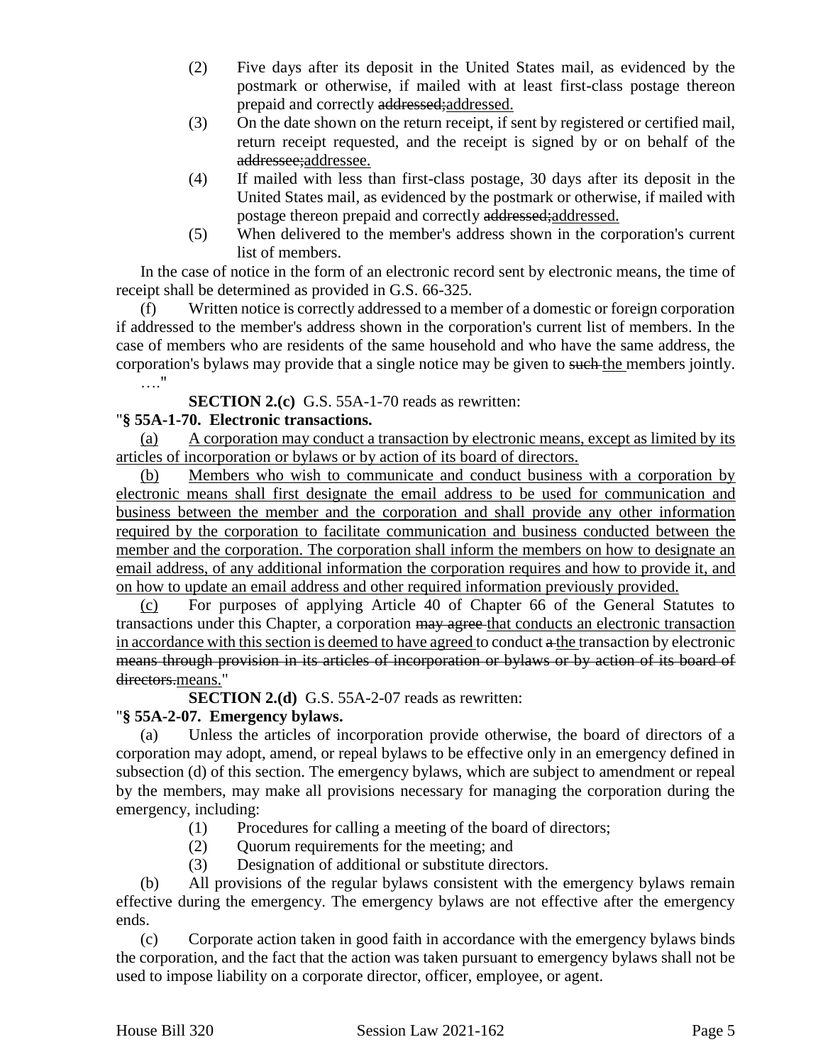(2) Five days after its deposit in the United States mail, as evidenced by the postmark or otherwise, if mailed with at least first-class postage thereon prepaid and correctly ~~addressed;~~addressed.

(3) On the date shown on the return receipt, if sent by registered or certified mail, return receipt requested, and the receipt is signed by or on behalf of the ~~addressee;~~addressee.

(4) If mailed with less than first-class postage, 30 days after its deposit in the United States mail, as evidenced by the postmark or otherwise, if mailed with postage thereon prepaid and correctly ~~addressed;~~addressed.

(5) When delivered to the member's address shown in the corporation's current list of members.

In the case of notice in the form of an electronic record sent by electronic means, the time of receipt shall be determined as provided in G.S. 66-325.

(f) Written notice is correctly addressed to a member of a domestic or foreign corporation if addressed to the member's address shown in the corporation's current list of members. In the case of members who are residents of the same household and who have the same address, the corporation's bylaws may provide that a single notice may be given to ~~such~~ the members jointly.

…."

**SECTION 2.(c)** G.S. 55A-1-70 reads as rewritten:

"**§ 55A-1-70. Electronic transactions.**

(a) A corporation may conduct a transaction by electronic means, except as limited by its articles of incorporation or bylaws or by action of its board of directors.

(b) Members who wish to communicate and conduct business with a corporation by electronic means shall first designate the email address to be used for communication and business between the member and the corporation and shall provide any other information required by the corporation to facilitate communication and business conducted between the member and the corporation. The corporation shall inform the members on how to designate an email address, of any additional information the corporation requires and how to provide it, and on how to update an email address and other required information previously provided.

(c) For purposes of applying Article 40 of Chapter 66 of the General Statutes to transactions under this Chapter, a corporation ~~may agree~~ that conducts an electronic transaction in accordance with this section is deemed to have agreed to conduct ~~a~~ the transaction by electronic ~~means through provision in its articles of incorporation or bylaws or by action of its board of directors.~~means."

**SECTION 2.(d)** G.S. 55A-2-07 reads as rewritten:

"**§ 55A-2-07. Emergency bylaws.**

(a) Unless the articles of incorporation provide otherwise, the board of directors of a corporation may adopt, amend, or repeal bylaws to be effective only in an emergency defined in subsection (d) of this section. The emergency bylaws, which are subject to amendment or repeal by the members, may make all provisions necessary for managing the corporation during the emergency, including:

(1) Procedures for calling a meeting of the board of directors;

(2) Quorum requirements for the meeting; and

(3) Designation of additional or substitute directors.

(b) All provisions of the regular bylaws consistent with the emergency bylaws remain effective during the emergency. The emergency bylaws are not effective after the emergency ends.

(c) Corporate action taken in good faith in accordance with the emergency bylaws binds the corporation, and the fact that the action was taken pursuant to emergency bylaws shall not be used to impose liability on a corporate director, officer, employee, or agent.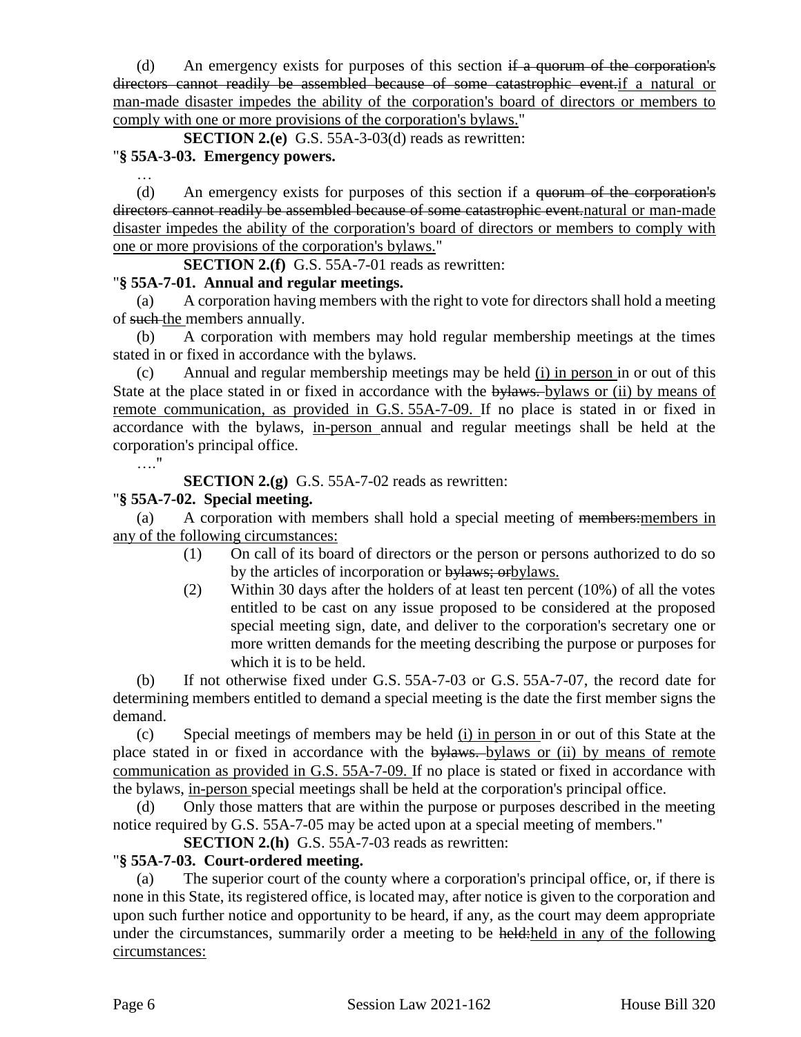(d) An emergency exists for purposes of this section ~~if a quorum of the corporation's directors cannot readily be assembled because of some catastrophic event.~~if a natural or man-made disaster impedes the ability of the corporation's board of directors or members to comply with one or more provisions of the corporation's bylaws."

**SECTION 2.(e)** G.S. 55A-3-03(d) reads as rewritten:

"**§ 55A-3-03. Emergency powers.**

…

(d) An emergency exists for purposes of this section if a ~~quorum of the corporation's directors cannot readily be assembled because of some catastrophic event.~~natural or man-made disaster impedes the ability of the corporation's board of directors or members to comply with one or more provisions of the corporation's bylaws."

**SECTION 2.(f)** G.S. 55A-7-01 reads as rewritten:

"**§ 55A-7-01. Annual and regular meetings.**

(a) A corporation having members with the right to vote for directors shall hold a meeting of ~~such~~ the members annually.

(b) A corporation with members may hold regular membership meetings at the times stated in or fixed in accordance with the bylaws.

(c) Annual and regular membership meetings may be held (i) in person in or out of this State at the place stated in or fixed in accordance with the ~~bylaws.~~ bylaws or (ii) by means of remote communication, as provided in G.S. 55A-7-09. If no place is stated in or fixed in accordance with the bylaws, in-person annual and regular meetings shall be held at the corporation's principal office.

…."

**SECTION 2.(g)** G.S. 55A-7-02 reads as rewritten:

"**§ 55A-7-02. Special meeting.**

(a) A corporation with members shall hold a special meeting of ~~members:~~members in any of the following circumstances:

(1) On call of its board of directors or the person or persons authorized to do so by the articles of incorporation or ~~bylaws; or~~bylaws.

(2) Within 30 days after the holders of at least ten percent (10%) of all the votes entitled to be cast on any issue proposed to be considered at the proposed special meeting sign, date, and deliver to the corporation's secretary one or more written demands for the meeting describing the purpose or purposes for which it is to be held.

(b) If not otherwise fixed under G.S. 55A-7-03 or G.S. 55A-7-07, the record date for determining members entitled to demand a special meeting is the date the first member signs the demand.

(c) Special meetings of members may be held (i) in person in or out of this State at the place stated in or fixed in accordance with the ~~bylaws.~~ bylaws or (ii) by means of remote communication as provided in G.S. 55A-7-09. If no place is stated or fixed in accordance with the bylaws, in-person special meetings shall be held at the corporation's principal office.

(d) Only those matters that are within the purpose or purposes described in the meeting notice required by G.S. 55A-7-05 may be acted upon at a special meeting of members."

**SECTION 2.(h)** G.S. 55A-7-03 reads as rewritten:

"**§ 55A-7-03. Court-ordered meeting.**

(a) The superior court of the county where a corporation's principal office, or, if there is none in this State, its registered office, is located may, after notice is given to the corporation and upon such further notice and opportunity to be heard, if any, as the court may deem appropriate under the circumstances, summarily order a meeting to be ~~held:~~held in any of the following circumstances: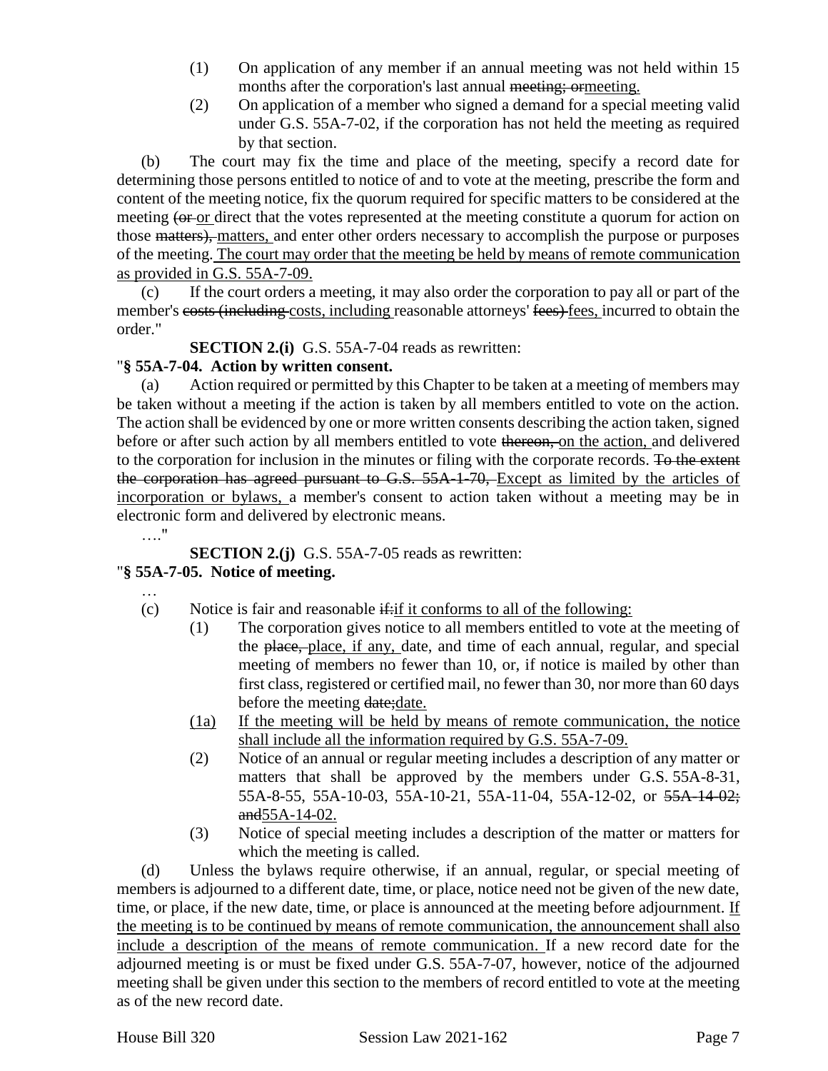(1) On application of any member if an annual meeting was not held within 15 months after the corporation's last annual ~~meeting; or~~meeting.

(2) On application of a member who signed a demand for a special meeting valid under G.S. 55A-7-02, if the corporation has not held the meeting as required by that section.

(b) The court may fix the time and place of the meeting, specify a record date for determining those persons entitled to notice of and to vote at the meeting, prescribe the form and content of the meeting notice, fix the quorum required for specific matters to be considered at the meeting ~~(or~~ or direct that the votes represented at the meeting constitute a quorum for action on those ~~matters),~~ matters, and enter other orders necessary to accomplish the purpose or purposes of the meeting. The court may order that the meeting be held by means of remote communication as provided in G.S. 55A-7-09.

(c) If the court orders a meeting, it may also order the corporation to pay all or part of the member's ~~costs (including~~ costs, including reasonable attorneys' ~~fees)~~ fees, incurred to obtain the order."

**SECTION 2.(i)** G.S. 55A-7-04 reads as rewritten:

"**§ 55A-7-04. Action by written consent.**

(a) Action required or permitted by this Chapter to be taken at a meeting of members may be taken without a meeting if the action is taken by all members entitled to vote on the action. The action shall be evidenced by one or more written consents describing the action taken, signed before or after such action by all members entitled to vote ~~thereon,~~ on the action, and delivered to the corporation for inclusion in the minutes or filing with the corporate records. ~~To the extent the corporation has agreed pursuant to G.S. 55A-1-70,~~ Except as limited by the articles of incorporation or bylaws, a member's consent to action taken without a meeting may be in electronic form and delivered by electronic means.

…."

**SECTION 2.(j)** G.S. 55A-7-05 reads as rewritten:

"**§ 55A-7-05. Notice of meeting.**

…

(c) Notice is fair and reasonable ~~if:~~if it conforms to all of the following:

(1) The corporation gives notice to all members entitled to vote at the meeting of the ~~place,~~ place, if any, date, and time of each annual, regular, and special meeting of members no fewer than 10, or, if notice is mailed by other than first class, registered or certified mail, no fewer than 30, nor more than 60 days before the meeting ~~date;~~date.

(1a) If the meeting will be held by means of remote communication, the notice shall include all the information required by G.S. 55A-7-09.

(2) Notice of an annual or regular meeting includes a description of any matter or matters that shall be approved by the members under G.S. 55A-8-31, 55A-8-55, 55A-10-03, 55A-10-21, 55A-11-04, 55A-12-02, or ~~55A-14-02; and~~55A-14-02.

(3) Notice of special meeting includes a description of the matter or matters for which the meeting is called.

(d) Unless the bylaws require otherwise, if an annual, regular, or special meeting of members is adjourned to a different date, time, or place, notice need not be given of the new date, time, or place, if the new date, time, or place is announced at the meeting before adjournment. If the meeting is to be continued by means of remote communication, the announcement shall also include a description of the means of remote communication. If a new record date for the adjourned meeting is or must be fixed under G.S. 55A-7-07, however, notice of the adjourned meeting shall be given under this section to the members of record entitled to vote at the meeting as of the new record date.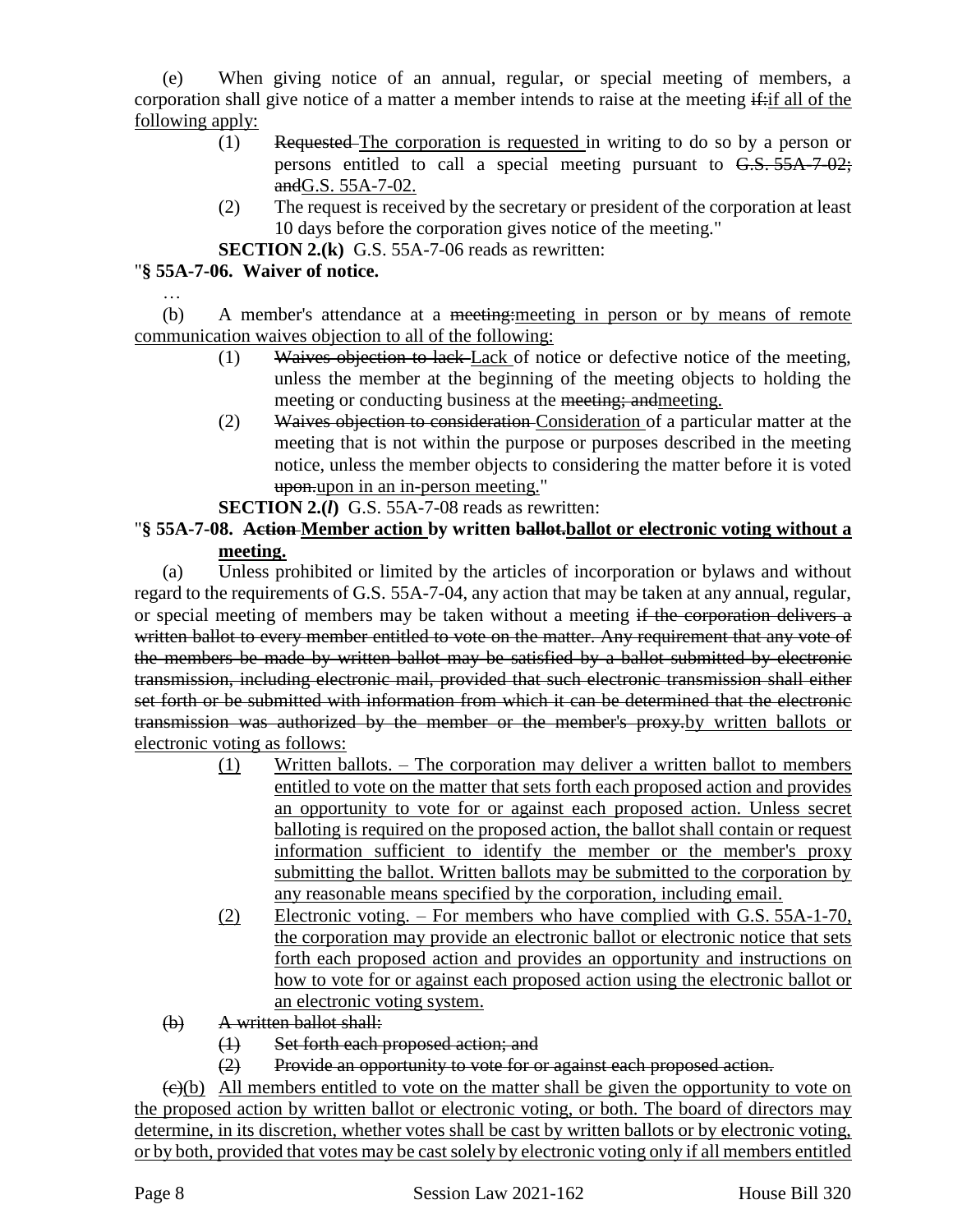(e) When giving notice of an annual, regular, or special meeting of members, a corporation shall give notice of a matter a member intends to raise at the meeting ~~if:~~<u>if all of the following apply:</u>

(1) ~~Requested~~ <u>The corporation is requested</u> in writing to do so by a person or persons entitled to call a special meeting pursuant to ~~G.S. 55A-7-02; and~~<u>G.S. 55A-7-02.</u>

(2) The request is received by the secretary or president of the corporation at least 10 days before the corporation gives notice of the meeting."

**SECTION 2.(k)** G.S. 55A-7-06 reads as rewritten:

"**§ 55A-7-06. Waiver of notice.**

…

(b) A member's attendance at a ~~meeting:~~<u>meeting in person or by means of remote communication waives objection to all of the following:</u>

(1) ~~Waives objection to lack~~ <u>Lack</u> of notice or defective notice of the meeting, unless the member at the beginning of the meeting objects to holding the meeting or conducting business at the ~~meeting; and~~<u>meeting.</u>

(2) ~~Waives objection to consideration~~ <u>Consideration</u> of a particular matter at the meeting that is not within the purpose or purposes described in the meeting notice, unless the member objects to considering the matter before it is voted ~~upon.~~<u>upon in an in-person meeting.</u>"

**SECTION 2.(*l*)** G.S. 55A-7-08 reads as rewritten:

"**§ 55A-7-08. ~~Action~~ <u>Member action</u> by written ~~ballot.~~<u>ballot or electronic voting without a meeting.</u>**

(a) Unless prohibited or limited by the articles of incorporation or bylaws and without regard to the requirements of G.S. 55A-7-04, any action that may be taken at any annual, regular, or special meeting of members may be taken without a meeting ~~if the corporation delivers a written ballot to every member entitled to vote on the matter. Any requirement that any vote of the members be made by written ballot may be satisfied by a ballot submitted by electronic transmission, including electronic mail, provided that such electronic transmission shall either set forth or be submitted with information from which it can be determined that the electronic transmission was authorized by the member or the member's proxy.~~<u>by written ballots or electronic voting as follows:</u>

<u>(1) Written ballots. – The corporation may deliver a written ballot to members entitled to vote on the matter that sets forth each proposed action and provides an opportunity to vote for or against each proposed action. Unless secret balloting is required on the proposed action, the ballot shall contain or request information sufficient to identify the member or the member's proxy submitting the ballot. Written ballots may be submitted to the corporation by any reasonable means specified by the corporation, including email.</u>

<u>(2) Electronic voting. – For members who have complied with G.S. 55A-1-70, the corporation may provide an electronic ballot or electronic notice that sets forth each proposed action and provides an opportunity and instructions on how to vote for or against each proposed action using the electronic ballot or an electronic voting system.</u>

~~(b) A written ballot shall:~~

~~(1) Set forth each proposed action; and~~

~~(2) Provide an opportunity to vote for or against each proposed action.~~

~~(c)~~<u>(b)</u> All members entitled to vote on the matter shall be given the opportunity to vote on <u>the proposed action by written ballot or electronic voting, or both. The board of directors may determine, in its discretion, whether votes shall be cast by written ballots or by electronic voting, or by both, provided that votes may be cast solely by electronic voting only if all members entitled</u>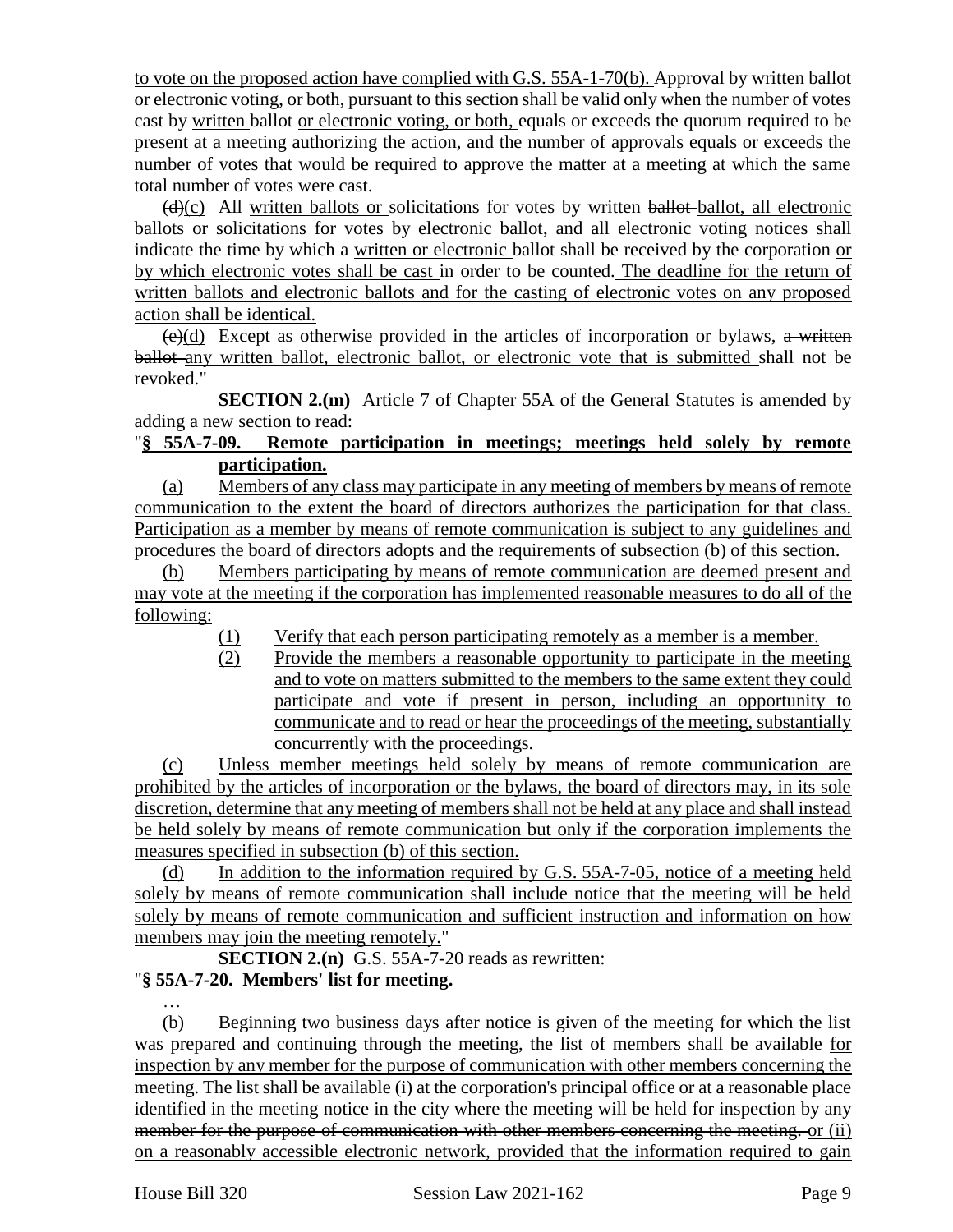to vote on the proposed action have complied with G.S. 55A-1-70(b). Approval by written ballot or electronic voting, or both, pursuant to this section shall be valid only when the number of votes cast by written ballot or electronic voting, or both, equals or exceeds the quorum required to be present at a meeting authorizing the action, and the number of approvals equals or exceeds the number of votes that would be required to approve the matter at a meeting at which the same total number of votes were cast.

~~(d)~~(c) All written ballots or solicitations for votes by written ~~ballot~~ ballot, all electronic ballots or solicitations for votes by electronic ballot, and all electronic voting notices shall indicate the time by which a written or electronic ballot shall be received by the corporation or by which electronic votes shall be cast in order to be counted. The deadline for the return of written ballots and electronic ballots and for the casting of electronic votes on any proposed action shall be identical.

~~(e)~~(d) Except as otherwise provided in the articles of incorporation or bylaws, ~~a written ballot~~ any written ballot, electronic ballot, or electronic vote that is submitted shall not be revoked."

**SECTION 2.(m)** Article 7 of Chapter 55A of the General Statutes is amended by adding a new section to read:

"**§ 55A-7-09. Remote participation in meetings; meetings held solely by remote participation.**

(a) Members of any class may participate in any meeting of members by means of remote communication to the extent the board of directors authorizes the participation for that class. Participation as a member by means of remote communication is subject to any guidelines and procedures the board of directors adopts and the requirements of subsection (b) of this section.

(b) Members participating by means of remote communication are deemed present and may vote at the meeting if the corporation has implemented reasonable measures to do all of the following:

(1) Verify that each person participating remotely as a member is a member.

(2) Provide the members a reasonable opportunity to participate in the meeting and to vote on matters submitted to the members to the same extent they could participate and vote if present in person, including an opportunity to communicate and to read or hear the proceedings of the meeting, substantially concurrently with the proceedings.

(c) Unless member meetings held solely by means of remote communication are prohibited by the articles of incorporation or the bylaws, the board of directors may, in its sole discretion, determine that any meeting of members shall not be held at any place and shall instead be held solely by means of remote communication but only if the corporation implements the measures specified in subsection (b) of this section.

(d) In addition to the information required by G.S. 55A-7-05, notice of a meeting held solely by means of remote communication shall include notice that the meeting will be held solely by means of remote communication and sufficient instruction and information on how members may join the meeting remotely."

**SECTION 2.(n)** G.S. 55A-7-20 reads as rewritten:

"**§ 55A-7-20. Members' list for meeting.**

…

(b) Beginning two business days after notice is given of the meeting for which the list was prepared and continuing through the meeting, the list of members shall be available for inspection by any member for the purpose of communication with other members concerning the meeting. The list shall be available (i) at the corporation's principal office or at a reasonable place identified in the meeting notice in the city where the meeting will be held ~~for inspection by any member for the purpose of communication with other members concerning the meeting.~~ or (ii) on a reasonably accessible electronic network, provided that the information required to gain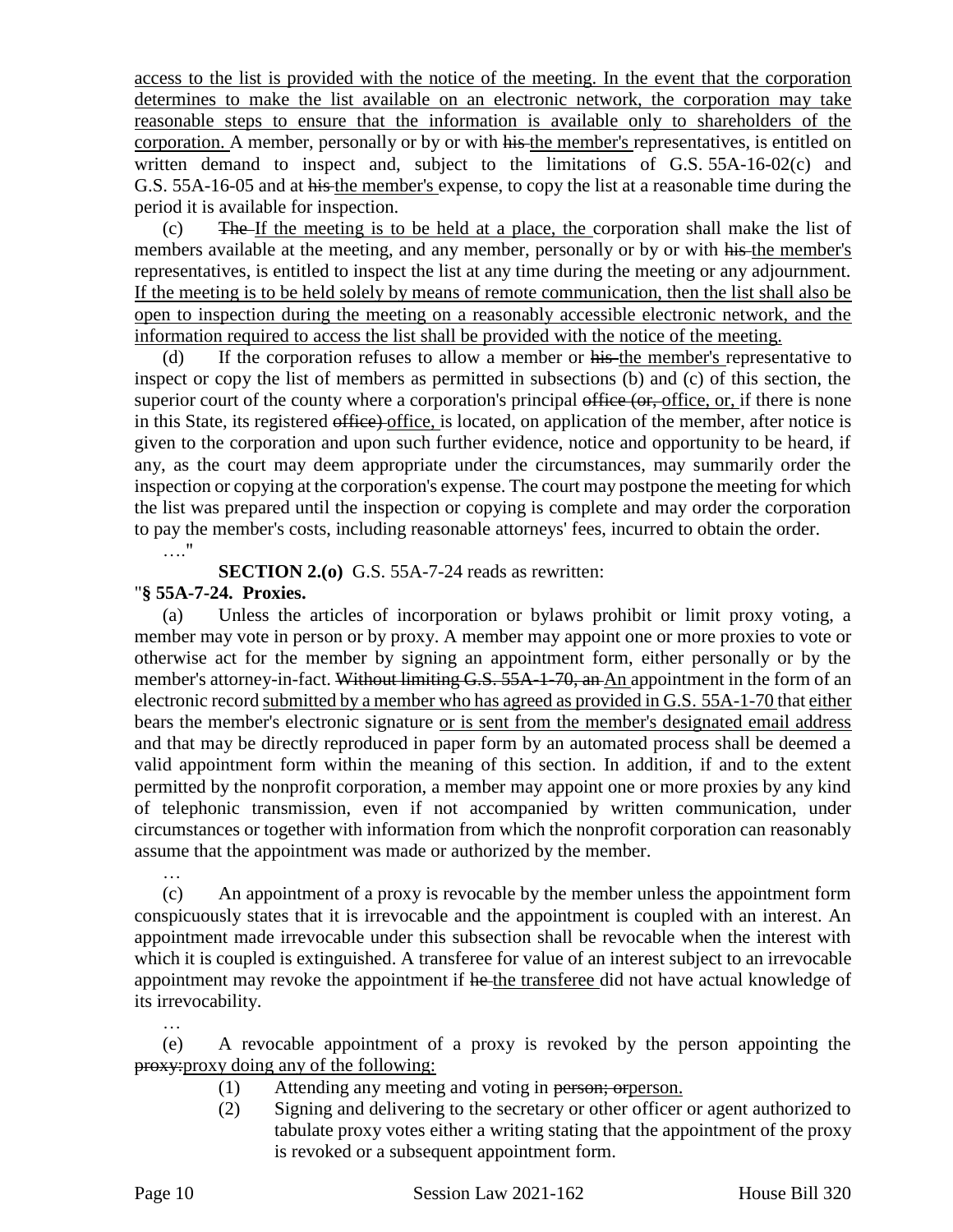<u>access to the list is provided with the notice of the meeting. In the event that the corporation determines to make the list available on an electronic network, the corporation may take reasonable steps to ensure that the information is available only to shareholders of the corporation.</u> A member, personally or by or with ~~his~~ <u>the member's</u> representatives, is entitled on written demand to inspect and, subject to the limitations of G.S. 55A-16-02(c) and G.S. 55A-16-05 and at ~~his~~ <u>the member's</u> expense, to copy the list at a reasonable time during the period it is available for inspection.

(c) ~~The~~ <u>If the meeting is to be held at a place, the</u> corporation shall make the list of members available at the meeting, and any member, personally or by or with ~~his~~ <u>the member's</u> representatives, is entitled to inspect the list at any time during the meeting or any adjournment. <u>If the meeting is to be held solely by means of remote communication, then the list shall also be open to inspection during the meeting on a reasonably accessible electronic network, and the information required to access the list shall be provided with the notice of the meeting.</u>

(d) If the corporation refuses to allow a member or ~~his~~ <u>the member's</u> representative to inspect or copy the list of members as permitted in subsections (b) and (c) of this section, the superior court of the county where a corporation's principal ~~office (or,~~ <u>office, or,</u> if there is none in this State, its registered ~~office)~~ <u>office,</u> is located, on application of the member, after notice is given to the corporation and upon such further evidence, notice and opportunity to be heard, if any, as the court may deem appropriate under the circumstances, may summarily order the inspection or copying at the corporation's expense. The court may postpone the meeting for which the list was prepared until the inspection or copying is complete and may order the corporation to pay the member's costs, including reasonable attorneys' fees, incurred to obtain the order.

…."

**SECTION 2.(o)** G.S. 55A-7-24 reads as rewritten:

"**§ 55A-7-24. Proxies.**

(a) Unless the articles of incorporation or bylaws prohibit or limit proxy voting, a member may vote in person or by proxy. A member may appoint one or more proxies to vote or otherwise act for the member by signing an appointment form, either personally or by the member's attorney-in-fact. ~~Without limiting G.S. 55A-1-70, an~~ <u>An</u> appointment in the form of an electronic record <u>submitted by a member who has agreed as provided in G.S. 55A-1-70</u> that <u>either</u> bears the member's electronic signature <u>or is sent from the member's designated email address</u> and that may be directly reproduced in paper form by an automated process shall be deemed a valid appointment form within the meaning of this section. In addition, if and to the extent permitted by the nonprofit corporation, a member may appoint one or more proxies by any kind of telephonic transmission, even if not accompanied by written communication, under circumstances or together with information from which the nonprofit corporation can reasonably assume that the appointment was made or authorized by the member.

…

(c) An appointment of a proxy is revocable by the member unless the appointment form conspicuously states that it is irrevocable and the appointment is coupled with an interest. An appointment made irrevocable under this subsection shall be revocable when the interest with which it is coupled is extinguished. A transferee for value of an interest subject to an irrevocable appointment may revoke the appointment if ~~he~~ <u>the transferee</u> did not have actual knowledge of its irrevocability.

…

(e) A revocable appointment of a proxy is revoked by the person appointing the ~~proxy:~~<u>proxy doing any of the following:</u>

(1) Attending any meeting and voting in ~~person; or~~<u>person.</u>

(2) Signing and delivering to the secretary or other officer or agent authorized to tabulate proxy votes either a writing stating that the appointment of the proxy is revoked or a subsequent appointment form.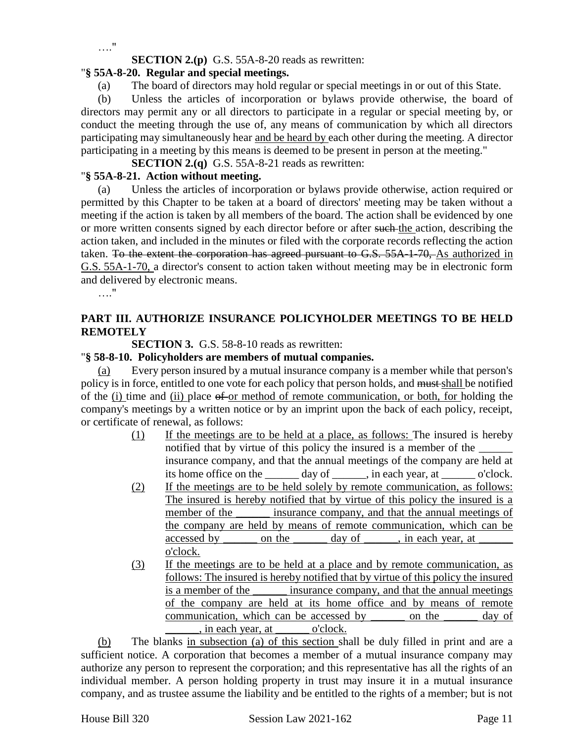…."

**SECTION 2.(p)** G.S. 55A-8-20 reads as rewritten:

"**§ 55A-8-20. Regular and special meetings.**

(a) The board of directors may hold regular or special meetings in or out of this State.

(b) Unless the articles of incorporation or bylaws provide otherwise, the board of directors may permit any or all directors to participate in a regular or special meeting by, or conduct the meeting through the use of, any means of communication by which all directors participating may simultaneously hear <u>and be heard by</u> each other during the meeting. A director participating in a meeting by this means is deemed to be present in person at the meeting."

**SECTION 2.(q)** G.S. 55A-8-21 reads as rewritten:

"**§ 55A-8-21. Action without meeting.**

(a) Unless the articles of incorporation or bylaws provide otherwise, action required or permitted by this Chapter to be taken at a board of directors' meeting may be taken without a meeting if the action is taken by all members of the board. The action shall be evidenced by one or more written consents signed by each director before or after ~~such~~ <u>the</u> action, describing the action taken, and included in the minutes or filed with the corporate records reflecting the action taken. ~~To the extent the corporation has agreed pursuant to G.S. 55A-1-70,~~ <u>As authorized in G.S. 55A-1-70,</u> a director's consent to action taken without meeting may be in electronic form and delivered by electronic means.

…."

## PART III. AUTHORIZE INSURANCE POLICYHOLDER MEETINGS TO BE HELD REMOTELY

**SECTION 3.** G.S. 58-8-10 reads as rewritten:

"**§ 58-8-10. Policyholders are members of mutual companies.**

<u>(a)</u> Every person insured by a mutual insurance company is a member while that person's policy is in force, entitled to one vote for each policy that person holds, and ~~must~~ <u>shall</u> be notified of the <u>(i)</u> time and <u>(ii)</u> place ~~of~~ <u>or method of remote communication, or both, for</u> holding the company's meetings by a written notice or by an imprint upon the back of each policy, receipt, or certificate of renewal, as follows:

- <u>(1)</u> <u>If the meetings are to be held at a place, as follows:</u> The insured is hereby notified that by virtue of this policy the insured is a member of the ______ insurance company, and that the annual meetings of the company are held at its home office on the ______ day of ______, in each year, at ______ o'clock.
- <u>(2)</u> <u>If the meetings are to be held solely by remote communication, as follows: The insured is hereby notified that by virtue of this policy the insured is a member of the ______ insurance company, and that the annual meetings of the company are held by means of remote communication, which can be accessed by ______ on the ______ day of ______, in each year, at ______ o'clock.</u>
- <u>(3)</u> <u>If the meetings are to be held at a place and by remote communication, as follows: The insured is hereby notified that by virtue of this policy the insured is a member of the ______ insurance company, and that the annual meetings of the company are held at its home office and by means of remote communication, which can be accessed by ______ on the ______ day of ______, in each year, at ______ o'clock.</u>

<u>(b)</u> The blanks <u>in subsection (a) of this section</u> shall be duly filled in print and are a sufficient notice. A corporation that becomes a member of a mutual insurance company may authorize any person to represent the corporation; and this representative has all the rights of an individual member. A person holding property in trust may insure it in a mutual insurance company, and as trustee assume the liability and be entitled to the rights of a member; but is not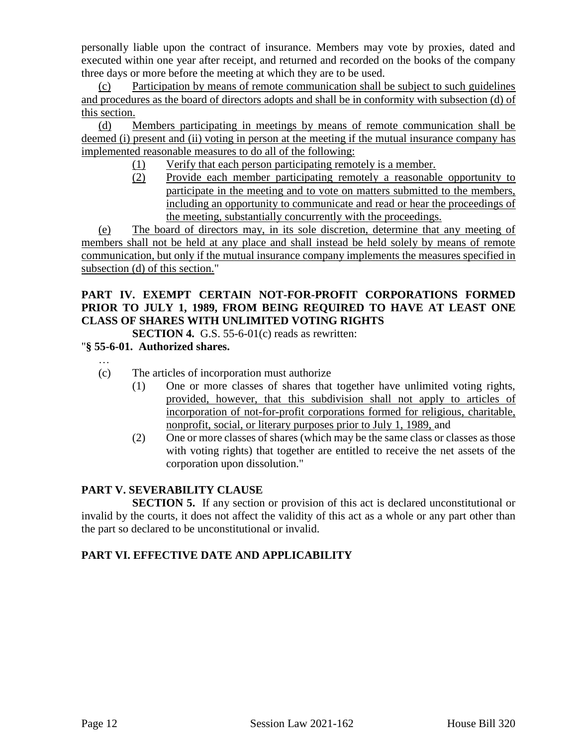personally liable upon the contract of insurance. Members may vote by proxies, dated and executed within one year after receipt, and returned and recorded on the books of the company three days or more before the meeting at which they are to be used.

(c) Participation by means of remote communication shall be subject to such guidelines and procedures as the board of directors adopts and shall be in conformity with subsection (d) of this section.

(d) Members participating in meetings by means of remote communication shall be deemed (i) present and (ii) voting in person at the meeting if the mutual insurance company has implemented reasonable measures to do all of the following:

- (1) Verify that each person participating remotely is a member.
- (2) Provide each member participating remotely a reasonable opportunity to participate in the meeting and to vote on matters submitted to the members, including an opportunity to communicate and read or hear the proceedings of the meeting, substantially concurrently with the proceedings.

(e) The board of directors may, in its sole discretion, determine that any meeting of members shall not be held at any place and shall instead be held solely by means of remote communication, but only if the mutual insurance company implements the measures specified in subsection (d) of this section."

**PART IV. EXEMPT CERTAIN NOT-FOR-PROFIT CORPORATIONS FORMED PRIOR TO JULY 1, 1989, FROM BEING REQUIRED TO HAVE AT LEAST ONE CLASS OF SHARES WITH UNLIMITED VOTING RIGHTS**

**SECTION 4.** G.S. 55-6-01(c) reads as rewritten:

"**§ 55-6-01. Authorized shares.**

…

(c) The articles of incorporation must authorize

- (1) One or more classes of shares that together have unlimited voting rights, provided, however, that this subdivision shall not apply to articles of incorporation of not-for-profit corporations formed for religious, charitable, nonprofit, social, or literary purposes prior to July 1, 1989, and
- (2) One or more classes of shares (which may be the same class or classes as those with voting rights) that together are entitled to receive the net assets of the corporation upon dissolution."

**PART V. SEVERABILITY CLAUSE**

**SECTION 5.** If any section or provision of this act is declared unconstitutional or invalid by the courts, it does not affect the validity of this act as a whole or any part other than the part so declared to be unconstitutional or invalid.

**PART VI. EFFECTIVE DATE AND APPLICABILITY**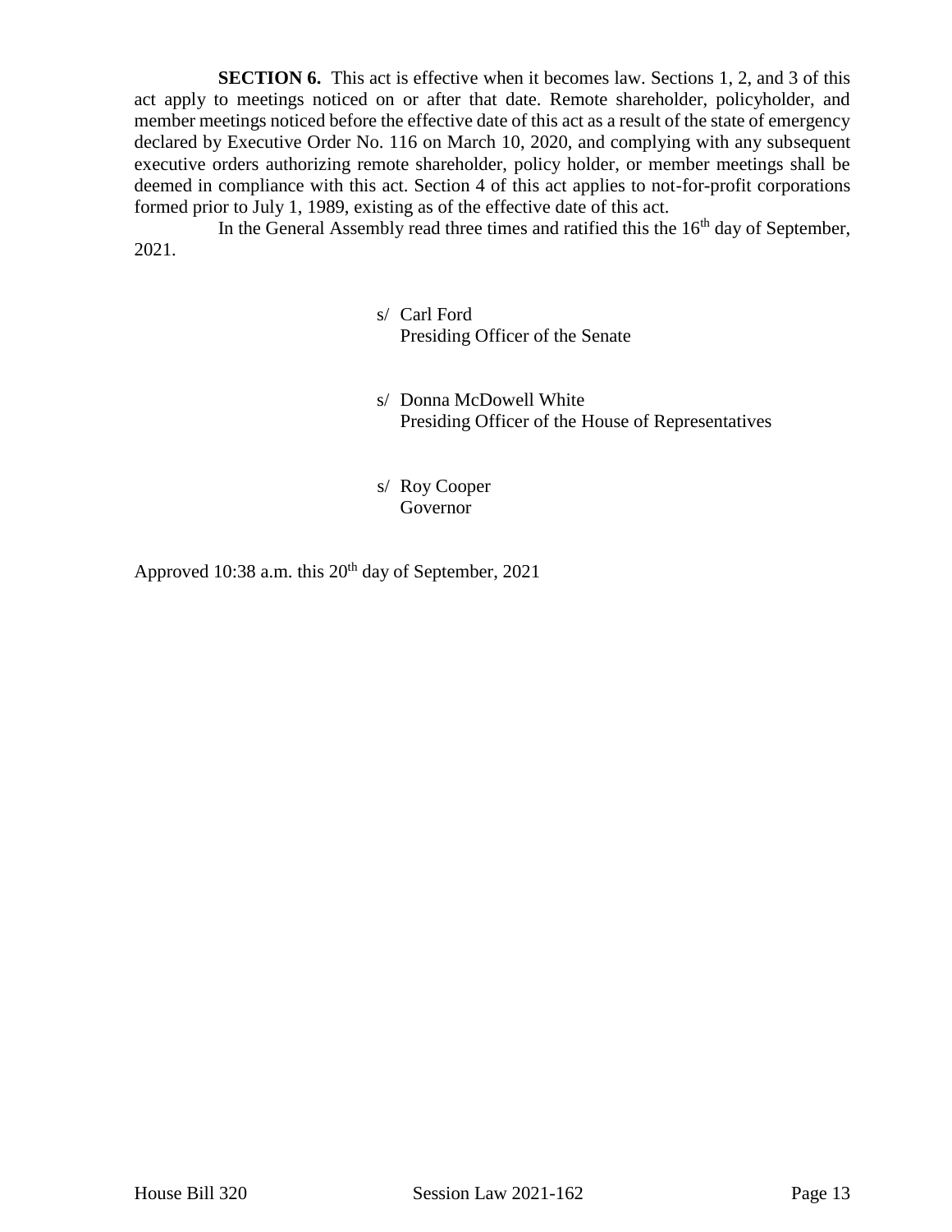**SECTION 6.** This act is effective when it becomes law. Sections 1, 2, and 3 of this act apply to meetings noticed on or after that date. Remote shareholder, policyholder, and member meetings noticed before the effective date of this act as a result of the state of emergency declared by Executive Order No. 116 on March 10, 2020, and complying with any subsequent executive orders authorizing remote shareholder, policy holder, or member meetings shall be deemed in compliance with this act. Section 4 of this act applies to not-for-profit corporations formed prior to July 1, 1989, existing as of the effective date of this act.

In the General Assembly read three times and ratified this the 16th day of September, 2021.

s/ Carl Ford
Presiding Officer of the Senate

s/ Donna McDowell White
Presiding Officer of the House of Representatives

s/ Roy Cooper
Governor

Approved 10:38 a.m. this 20th day of September, 2021